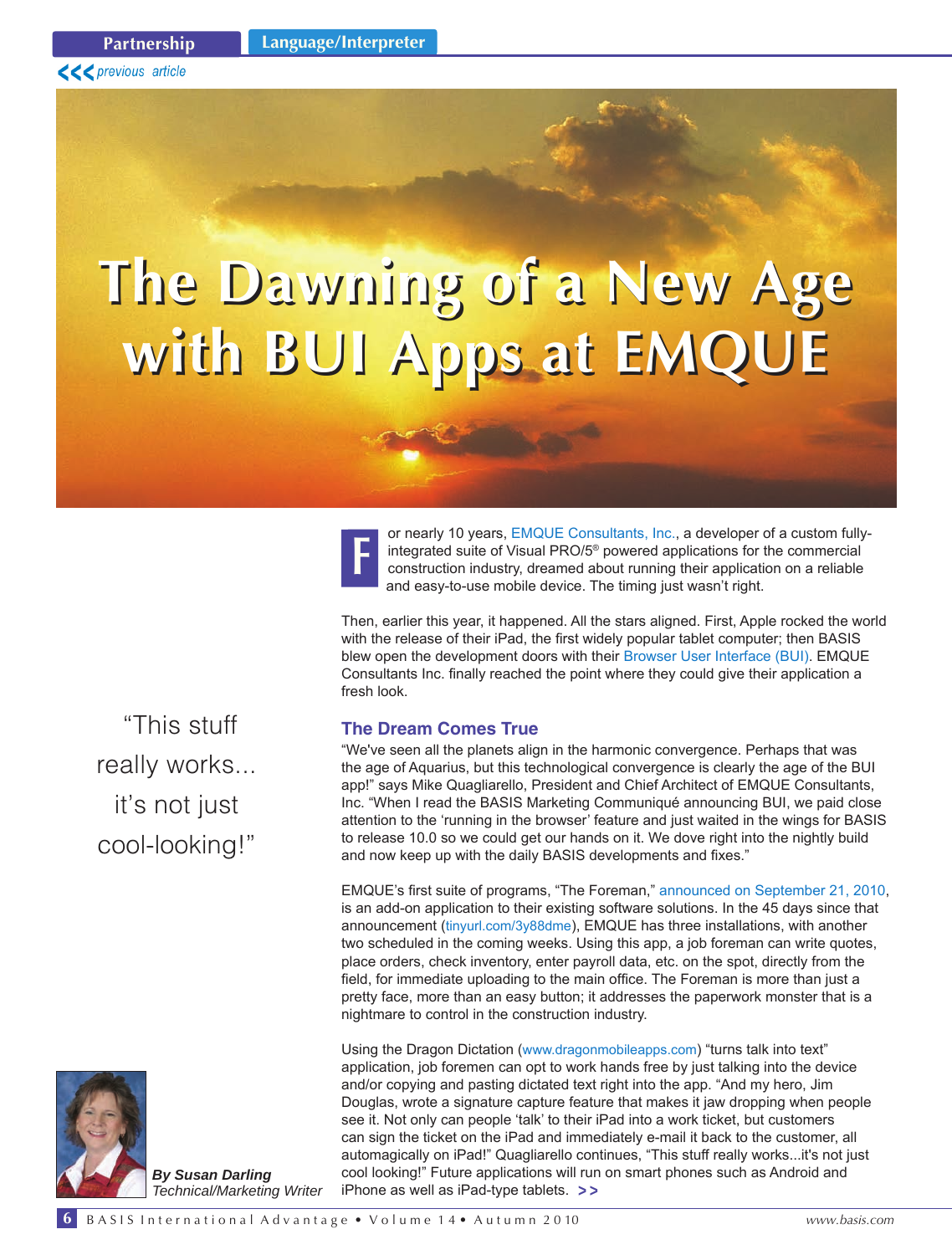# The Dawning of a New Age with BUI Apps at EMQUE

For nearly 10 years, EMQUE Consultants, Inc., a developer of a custom fully-integrated suite of Visual PRO/5® powered applications for the commercial construction industry, dreamed about running their application on a reliable and easy-to-use mobile device. The timing just wasn't right.

Then, earlier this year, it happened. All the stars aligned. First, Apple rocked the world with the release of their iPad, the first widely popular tablet computer; then BASIS blew open the development doors with their Browser User Interface (BUI). EMQUE Consultants Inc. finally reached the point where they could give their application a fresh look.

> "This stuff really works... it's not just cool-looking!"

## The Dream Comes True

"We've seen all the planets align in the harmonic convergence. Perhaps that was the age of Aquarius, but this technological convergence is clearly the age of the BUI app!" says Mike Quagliarello, President and Chief Architect of EMQUE Consultants, Inc. "When I read the BASIS Marketing Communiqué announcing BUI, we paid close attention to the 'running in the browser' feature and just waited in the wings for BASIS to release 10.0 so we could get our hands on it. We dove right into the nightly build and now keep up with the daily BASIS developments and fixes."

EMQUE's first suite of programs, "The Foreman," announced on September 21, 2010, is an add-on application to their existing software solutions. In the 45 days since that announcement (tinyurl.com/3y88dme), EMQUE has three installations, with another two scheduled in the coming weeks. Using this app, a job foreman can write quotes, place orders, check inventory, enter payroll data, etc. on the spot, directly from the field, for immediate uploading to the main office. The Foreman is more than just a pretty face, more than an easy button; it addresses the paperwork monster that is a nightmare to control in the construction industry.

Using the Dragon Dictation (www.dragonmobileapps.com) "turns talk into text" application, job foremen can opt to work hands free by just talking into the device and/or copying and pasting dictated text right into the app. "And my hero, Jim Douglas, wrote a signature capture feature that makes it jaw dropping when people see it. Not only can people 'talk' to their iPad into a work ticket, but customers can sign the ticket on the iPad and immediately e-mail it back to the customer, all automagically on iPad!" Quagliarello continues, "This stuff really works...it's not just cool looking!" Future applications will run on smart phones such as Android and iPhone as well as iPad-type tablets. >>

*By Susan Darling*
*Technical/Marketing Writer*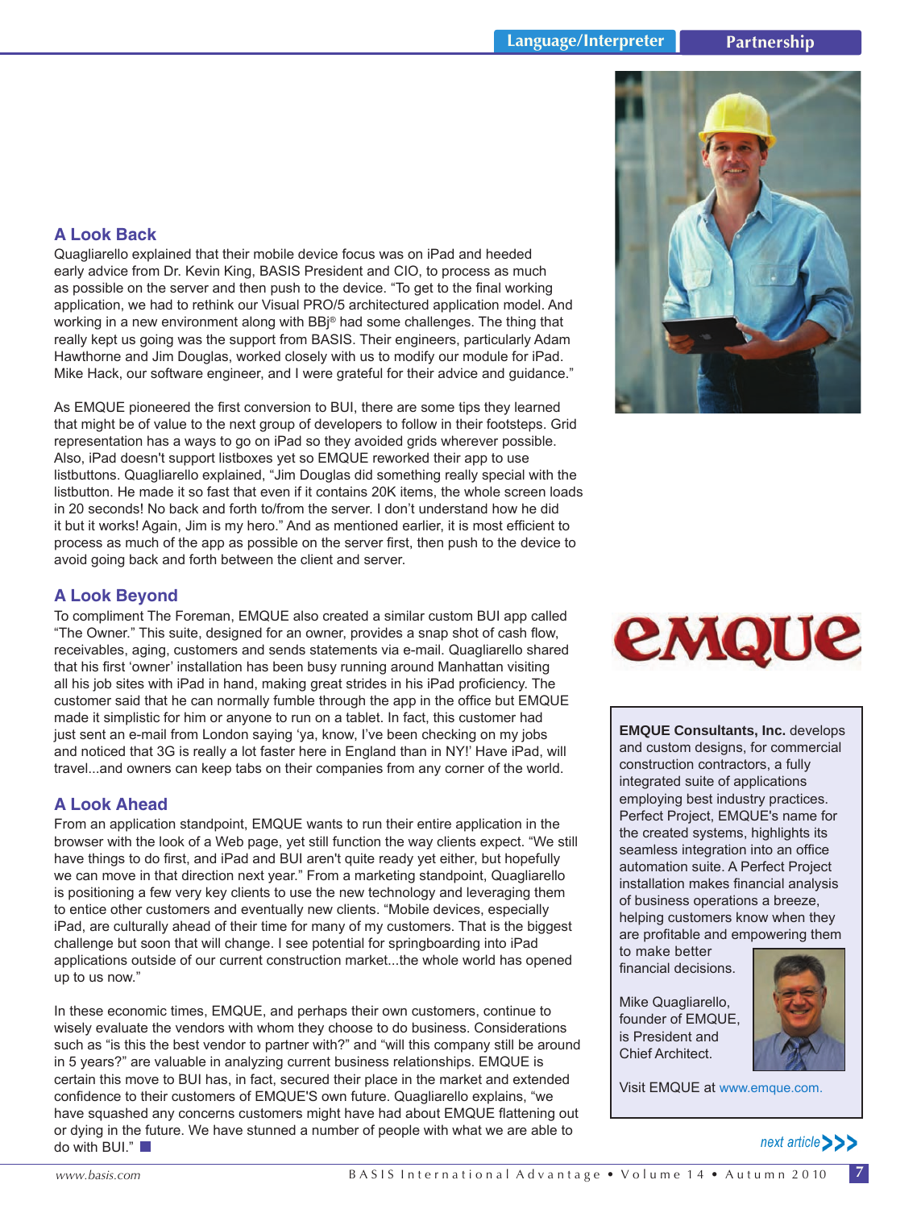## A Look Back

Quagliarello explained that their mobile device focus was on iPad and heeded early advice from Dr. Kevin King, BASIS President and CIO, to process as much as possible on the server and then push to the device. “To get to the final working application, we had to rethink our Visual PRO/5 architectured application model. And working in a new environment along with BBj® had some challenges. The thing that really kept us going was the support from BASIS. Their engineers, particularly Adam Hawthorne and Jim Douglas, worked closely with us to modify our module for iPad. Mike Hack, our software engineer, and I were grateful for their advice and guidance.”

As EMQUE pioneered the first conversion to BUI, there are some tips they learned that might be of value to the next group of developers to follow in their footsteps. Grid representation has a ways to go on iPad so they avoided grids wherever possible. Also, iPad doesn't support listboxes yet so EMQUE reworked their app to use listbuttons. Quagliarello explained, “Jim Douglas did something really special with the listbutton. He made it so fast that even if it contains 20K items, the whole screen loads in 20 seconds! No back and forth to/from the server. I don’t understand how he did it but it works! Again, Jim is my hero.” And as mentioned earlier, it is most efficient to process as much of the app as possible on the server first, then push to the device to avoid going back and forth between the client and server.

## A Look Beyond

To compliment The Foreman, EMQUE also created a similar custom BUI app called “The Owner.” This suite, designed for an owner, provides a snap shot of cash flow, receivables, aging, customers and sends statements via e-mail. Quagliarello shared that his first ‘owner’ installation has been busy running around Manhattan visiting all his job sites with iPad in hand, making great strides in his iPad proficiency. The customer said that he can normally fumble through the app in the office but EMQUE made it simplistic for him or anyone to run on a tablet. In fact, this customer had just sent an e-mail from London saying ‘ya, know, I’ve been checking on my jobs and noticed that 3G is really a lot faster here in England than in NY!’ Have iPad, will travel...and owners can keep tabs on their companies from any corner of the world.

## A Look Ahead

From an application standpoint, EMQUE wants to run their entire application in the browser with the look of a Web page, yet still function the way clients expect. “We still have things to do first, and iPad and BUI aren't quite ready yet either, but hopefully we can move in that direction next year.” From a marketing standpoint, Quagliarello is positioning a few very key clients to use the new technology and leveraging them to entice other customers and eventually new clients. “Mobile devices, especially iPad, are culturally ahead of their time for many of my customers. That is the biggest challenge but soon that will change. I see potential for springboarding into iPad applications outside of our current construction market...the whole world has opened up to us now.”

In these economic times, EMQUE, and perhaps their own customers, continue to wisely evaluate the vendors with whom they choose to do business. Considerations such as “is this the best vendor to partner with?” and “will this company still be around in 5 years?” are valuable in analyzing current business relationships. EMQUE is certain this move to BUI has, in fact, secured their place in the market and extended confidence to their customers of EMQUE'S own future. Quagliarello explains, “we have squashed any concerns customers might have had about EMQUE flattening out or dying in the future. We have stunned a number of people with what we are able to do with BUI.” ■

---

**EMQUE Consultants, Inc.** develops and custom designs, for commercial construction contractors, a fully integrated suite of applications employing best industry practices. Perfect Project, EMQUE's name for the created systems, highlights its seamless integration into an office automation suite. A Perfect Project installation makes financial analysis of business operations a breeze, helping customers know when they are profitable and empowering them to make better financial decisions.

Mike Quagliarello, founder of EMQUE, is President and Chief Architect.

Visit EMQUE at www.emque.com.